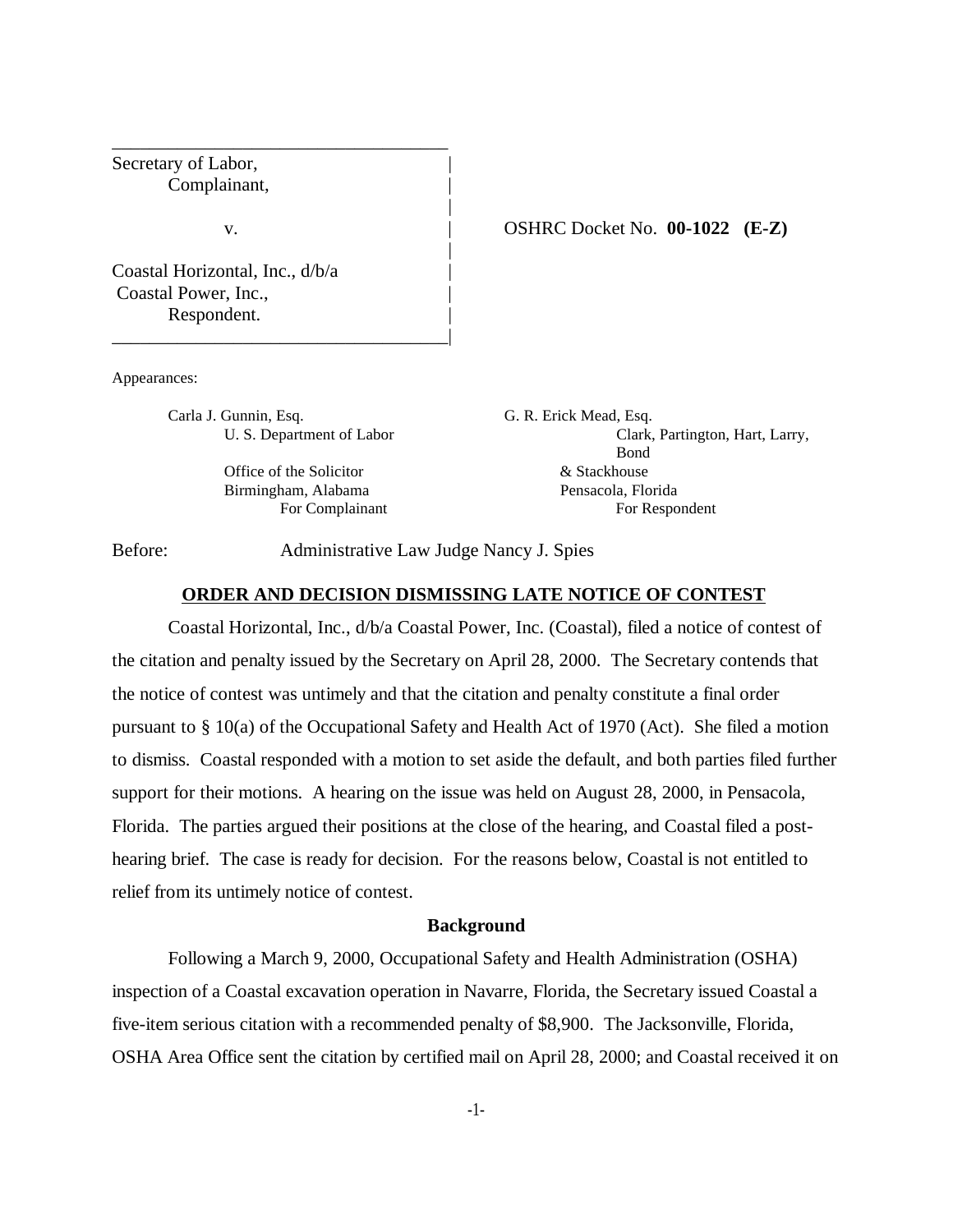Secretary of Labor,
Complainant,

v.

Coastal Horizontal, Inc., d/b/a
Coastal Power, Inc.,
Respondent.

OSHRC Docket No. **00-1022 (E-Z)**

Appearances:

| | |
|---|---|
| Carla J. Gunnin, Esq. | G. R. Erick Mead, Esq. |
| U. S. Department of Labor | Clark, Partington, Hart, Larry, Bond |
| Office of the Solicitor | & Stackhouse |
| Birmingham, Alabama | Pensacola, Florida |
| For Complainant | For Respondent |

Before: Administrative Law Judge Nancy J. Spies

## ORDER AND DECISION DISMISSING LATE NOTICE OF CONTEST

Coastal Horizontal, Inc., d/b/a Coastal Power, Inc. (Coastal), filed a notice of contest of the citation and penalty issued by the Secretary on April 28, 2000. The Secretary contends that the notice of contest was untimely and that the citation and penalty constitute a final order pursuant to § 10(a) of the Occupational Safety and Health Act of 1970 (Act). She filed a motion to dismiss. Coastal responded with a motion to set aside the default, and both parties filed further support for their motions. A hearing on the issue was held on August 28, 2000, in Pensacola, Florida. The parties argued their positions at the close of the hearing, and Coastal filed a post-hearing brief. The case is ready for decision. For the reasons below, Coastal is not entitled to relief from its untimely notice of contest.

## Background

Following a March 9, 2000, Occupational Safety and Health Administration (OSHA) inspection of a Coastal excavation operation in Navarre, Florida, the Secretary issued Coastal a five-item serious citation with a recommended penalty of $8,900. The Jacksonville, Florida, OSHA Area Office sent the citation by certified mail on April 28, 2000; and Coastal received it on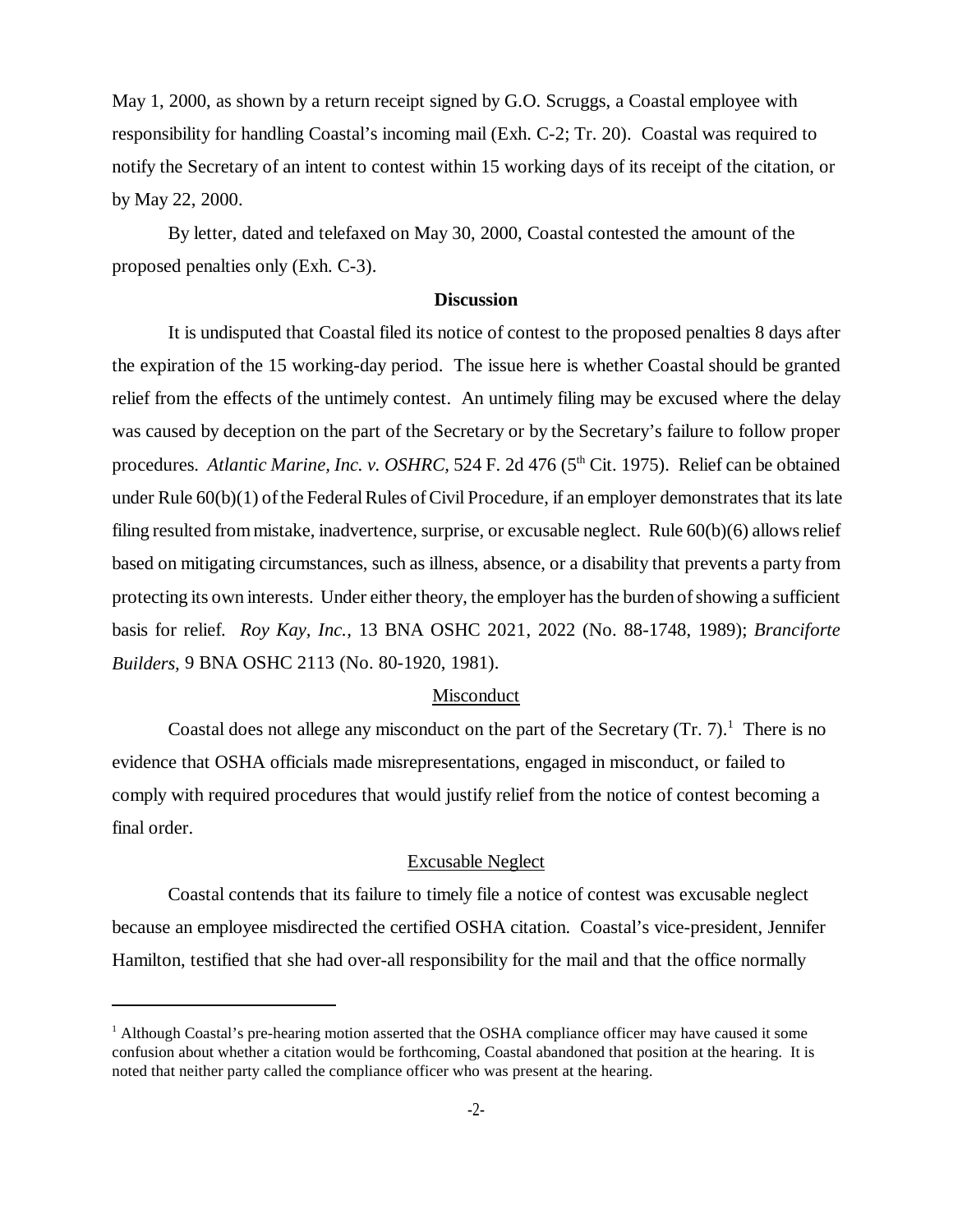May 1, 2000, as shown by a return receipt signed by G.O. Scruggs, a Coastal employee with responsibility for handling Coastal's incoming mail (Exh. C-2; Tr. 20). Coastal was required to notify the Secretary of an intent to contest within 15 working days of its receipt of the citation, or by May 22, 2000.

By letter, dated and telefaxed on May 30, 2000, Coastal contested the amount of the proposed penalties only (Exh. C-3).

**Discussion**

It is undisputed that Coastal filed its notice of contest to the proposed penalties 8 days after the expiration of the 15 working-day period. The issue here is whether Coastal should be granted relief from the effects of the untimely contest. An untimely filing may be excused where the delay was caused by deception on the part of the Secretary or by the Secretary's failure to follow proper procedures. *Atlantic Marine, Inc. v. OSHRC*, 524 F. 2d 476 (5th Cit. 1975). Relief can be obtained under Rule 60(b)(1) of the Federal Rules of Civil Procedure, if an employer demonstrates that its late filing resulted from mistake, inadvertence, surprise, or excusable neglect. Rule 60(b)(6) allows relief based on mitigating circumstances, such as illness, absence, or a disability that prevents a party from protecting its own interests. Under either theory, the employer has the burden of showing a sufficient basis for relief. *Roy Kay, Inc.*, 13 BNA OSHC 2021, 2022 (No. 88-1748, 1989); *Branciforte Builders*, 9 BNA OSHC 2113 (No. 80-1920, 1981).

Misconduct

Coastal does not allege any misconduct on the part of the Secretary (Tr. 7).[1] There is no evidence that OSHA officials made misrepresentations, engaged in misconduct, or failed to comply with required procedures that would justify relief from the notice of contest becoming a final order.

Excusable Neglect

Coastal contends that its failure to timely file a notice of contest was excusable neglect because an employee misdirected the certified OSHA citation. Coastal's vice-president, Jennifer Hamilton, testified that she had over-all responsibility for the mail and that the office normally

[1] Although Coastal's pre-hearing motion asserted that the OSHA compliance officer may have caused it some confusion about whether a citation would be forthcoming, Coastal abandoned that position at the hearing. It is noted that neither party called the compliance officer who was present at the hearing.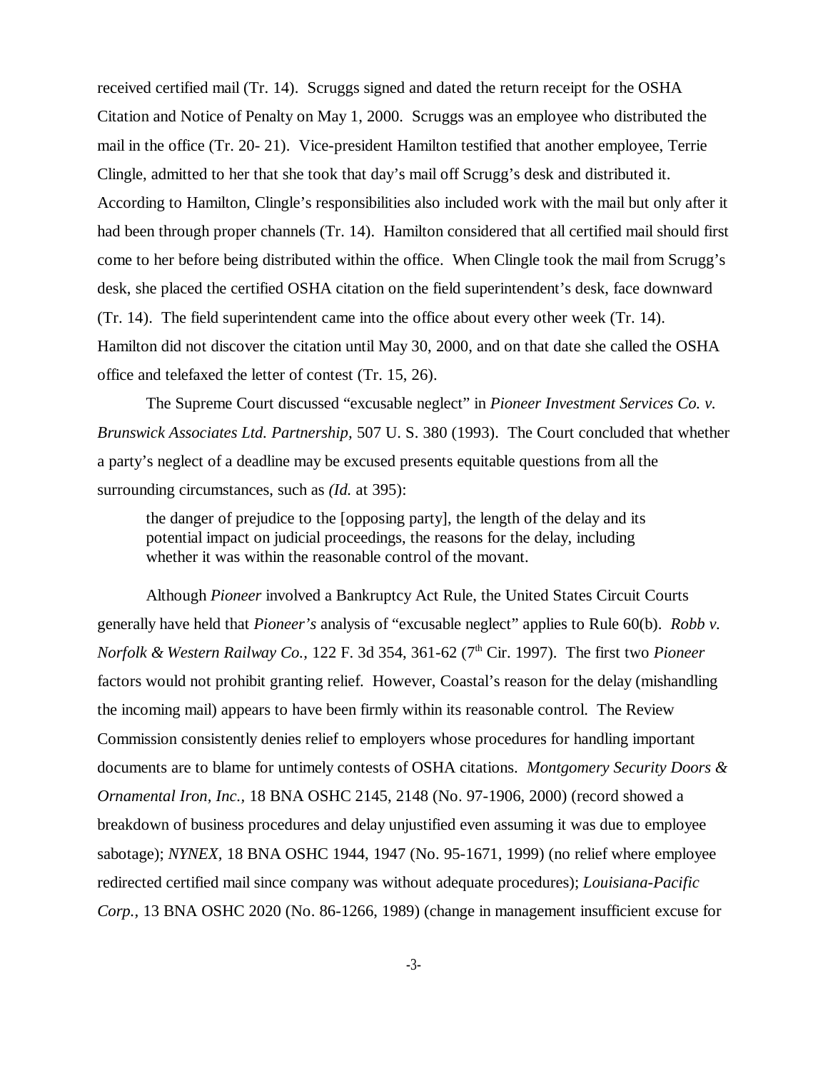received certified mail (Tr. 14). Scruggs signed and dated the return receipt for the OSHA Citation and Notice of Penalty on May 1, 2000. Scruggs was an employee who distributed the mail in the office (Tr. 20- 21). Vice-president Hamilton testified that another employee, Terrie Clingle, admitted to her that she took that day's mail off Scrugg's desk and distributed it. According to Hamilton, Clingle's responsibilities also included work with the mail but only after it had been through proper channels (Tr. 14). Hamilton considered that all certified mail should first come to her before being distributed within the office. When Clingle took the mail from Scrugg's desk, she placed the certified OSHA citation on the field superintendent's desk, face downward (Tr. 14). The field superintendent came into the office about every other week (Tr. 14). Hamilton did not discover the citation until May 30, 2000, and on that date she called the OSHA office and telefaxed the letter of contest (Tr. 15, 26).

The Supreme Court discussed "excusable neglect" in *Pioneer Investment Services Co. v. Brunswick Associates Ltd. Partnership,* 507 U. S. 380 (1993). The Court concluded that whether a party's neglect of a deadline may be excused presents equitable questions from all the surrounding circumstances, such as *(Id.* at 395):

> the danger of prejudice to the [opposing party], the length of the delay and its potential impact on judicial proceedings, the reasons for the delay, including whether it was within the reasonable control of the movant.

Although *Pioneer* involved a Bankruptcy Act Rule, the United States Circuit Courts generally have held that *Pioneer's* analysis of "excusable neglect" applies to Rule 60(b). *Robb v. Norfolk & Western Railway Co.*, 122 F. 3d 354, 361-62 (7th Cir. 1997). The first two *Pioneer* factors would not prohibit granting relief. However, Coastal's reason for the delay (mishandling the incoming mail) appears to have been firmly within its reasonable control. The Review Commission consistently denies relief to employers whose procedures for handling important documents are to blame for untimely contests of OSHA citations. *Montgomery Security Doors & Ornamental Iron, Inc.*, 18 BNA OSHC 2145, 2148 (No. 97-1906, 2000) (record showed a breakdown of business procedures and delay unjustified even assuming it was due to employee sabotage); *NYNEX*, 18 BNA OSHC 1944, 1947 (No. 95-1671, 1999) (no relief where employee redirected certified mail since company was without adequate procedures); *Louisiana-Pacific Corp.*, 13 BNA OSHC 2020 (No. 86-1266, 1989) (change in management insufficient excuse for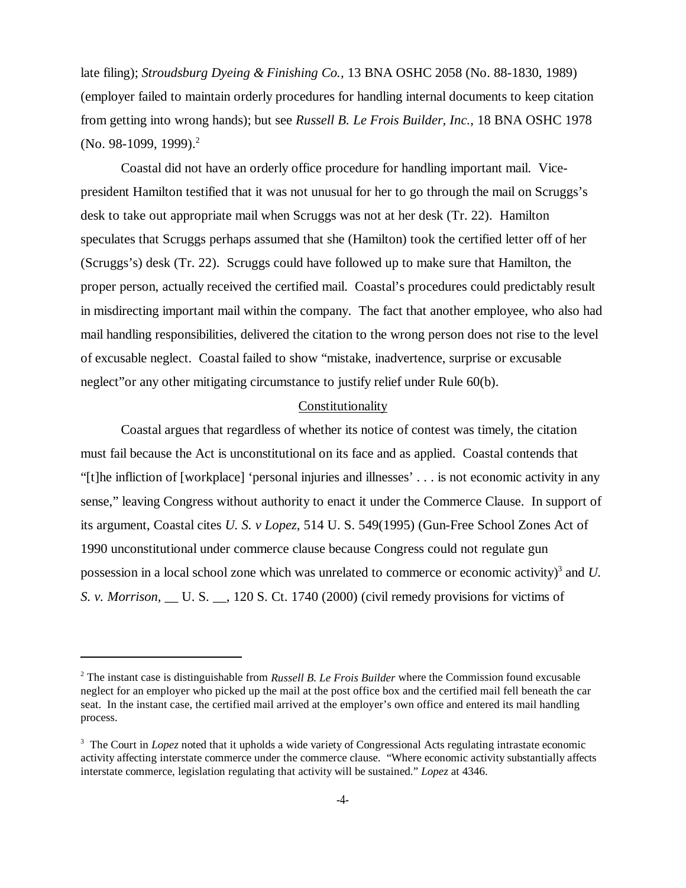late filing); *Stroudsburg Dyeing & Finishing Co.*, 13 BNA OSHC 2058 (No. 88-1830, 1989) (employer failed to maintain orderly procedures for handling internal documents to keep citation from getting into wrong hands); but see *Russell B. Le Frois Builder, Inc.*, 18 BNA OSHC 1978 (No. 98-1099, 1999).[2]

Coastal did not have an orderly office procedure for handling important mail. Vice-president Hamilton testified that it was not unusual for her to go through the mail on Scruggs's desk to take out appropriate mail when Scruggs was not at her desk (Tr. 22). Hamilton speculates that Scruggs perhaps assumed that she (Hamilton) took the certified letter off of her (Scruggs's) desk (Tr. 22). Scruggs could have followed up to make sure that Hamilton, the proper person, actually received the certified mail. Coastal's procedures could predictably result in misdirecting important mail within the company. The fact that another employee, who also had mail handling responsibilities, delivered the citation to the wrong person does not rise to the level of excusable neglect. Coastal failed to show "mistake, inadvertence, surprise or excusable neglect"or any other mitigating circumstance to justify relief under Rule 60(b).

<u>Constitutionality</u>

Coastal argues that regardless of whether its notice of contest was timely, the citation must fail because the Act is unconstitutional on its face and as applied. Coastal contends that "[t]he infliction of [workplace] 'personal injuries and illnesses' . . . is not economic activity in any sense," leaving Congress without authority to enact it under the Commerce Clause. In support of its argument, Coastal cites *U. S. v Lopez*, 514 U. S. 549(1995) (Gun-Free School Zones Act of 1990 unconstitutional under commerce clause because Congress could not regulate gun possession in a local school zone which was unrelated to commerce or economic activity)[3] and *U. S. v. Morrison*, __ U. S. __, 120 S. Ct. 1740 (2000) (civil remedy provisions for victims of

---

[2] The instant case is distinguishable from *Russell B. Le Frois Builder* where the Commission found excusable neglect for an employer who picked up the mail at the post office box and the certified mail fell beneath the car seat. In the instant case, the certified mail arrived at the employer's own office and entered its mail handling process.

[3] The Court in *Lopez* noted that it upholds a wide variety of Congressional Acts regulating intrastate economic activity affecting interstate commerce under the commerce clause. "Where economic activity substantially affects interstate commerce, legislation regulating that activity will be sustained." *Lopez* at 4346.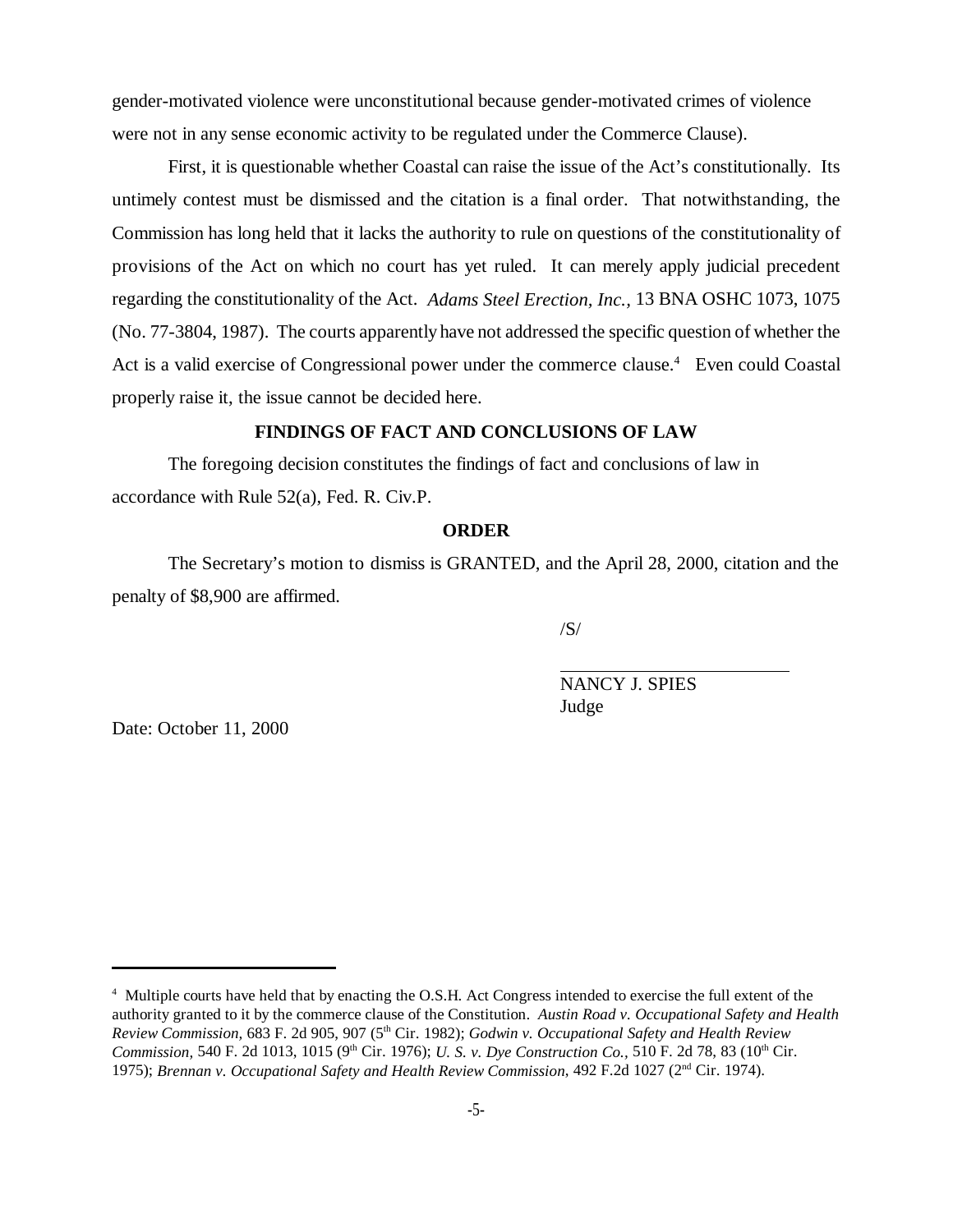gender-motivated violence were unconstitutional because gender-motivated crimes of violence were not in any sense economic activity to be regulated under the Commerce Clause).

First, it is questionable whether Coastal can raise the issue of the Act's constitutionally. Its untimely contest must be dismissed and the citation is a final order. That notwithstanding, the Commission has long held that it lacks the authority to rule on questions of the constitutionality of provisions of the Act on which no court has yet ruled. It can merely apply judicial precedent regarding the constitutionality of the Act. *Adams Steel Erection, Inc.,* 13 BNA OSHC 1073, 1075 (No. 77-3804, 1987). The courts apparently have not addressed the specific question of whether the Act is a valid exercise of Congressional power under the commerce clause.[4] Even could Coastal properly raise it, the issue cannot be decided here.

**FINDINGS OF FACT AND CONCLUSIONS OF LAW**

The foregoing decision constitutes the findings of fact and conclusions of law in accordance with Rule 52(a), Fed. R. Civ.P.

**ORDER**

The Secretary's motion to dismiss is GRANTED, and the April 28, 2000, citation and the penalty of $8,900 are affirmed.

/S/

NANCY J. SPIES
Judge

Date: October 11, 2000

---

[4] Multiple courts have held that by enacting the O.S.H. Act Congress intended to exercise the full extent of the authority granted to it by the commerce clause of the Constitution. *Austin Road v. Occupational Safety and Health Review Commission*, 683 F. 2d 905, 907 (5th Cir. 1982); *Godwin v. Occupational Safety and Health Review Commission,* 540 F. 2d 1013, 1015 (9th Cir. 1976); *U. S. v. Dye Construction Co.,* 510 F. 2d 78, 83 (10th Cir. 1975); *Brennan v. Occupational Safety and Health Review Commission,* 492 F.2d 1027 (2nd Cir. 1974).